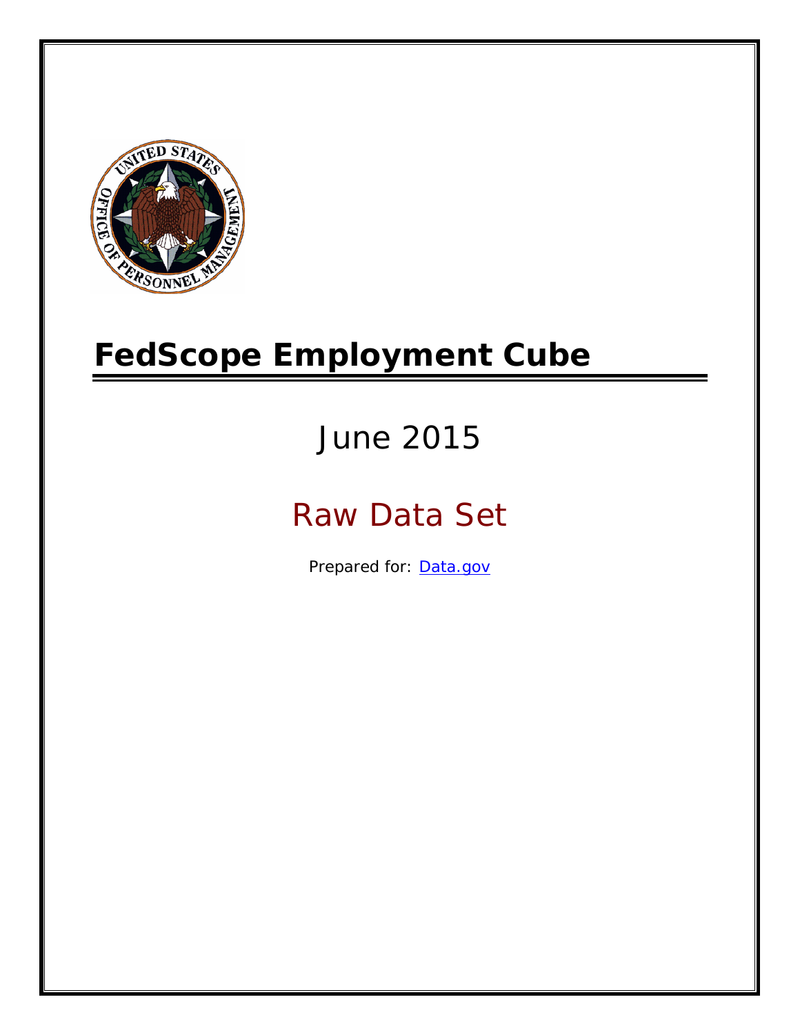# FedScope Employment Cube

June 2015

Raw Data Set

Prepared for: [Data.gov]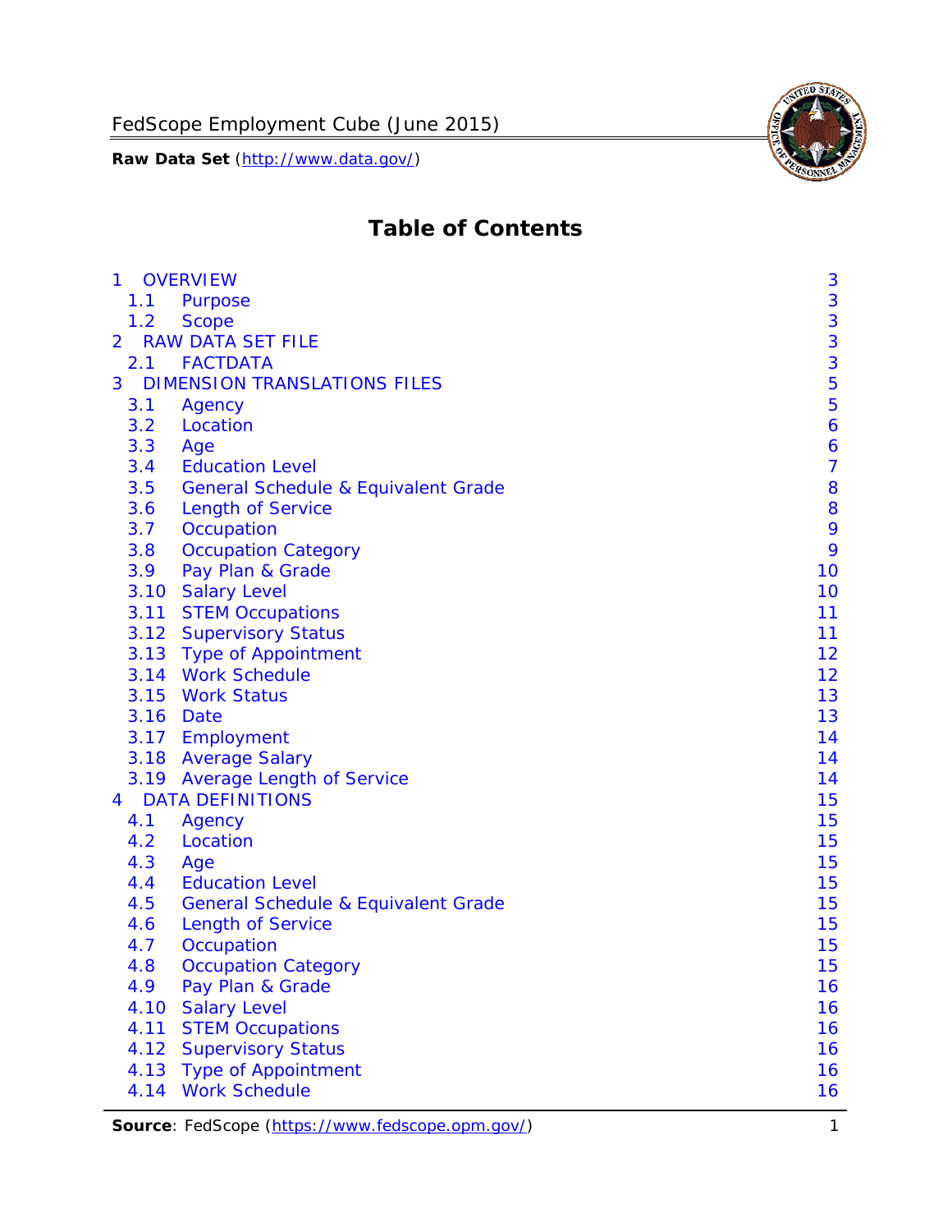# Table of Contents

- 1 OVERVIEW — 3
  - 1.1 Purpose — 3
  - 1.2 Scope — 3
- 2 RAW DATA SET FILE — 3
  - 2.1 FACTDATA — 3
- 3 DIMENSION TRANSLATIONS FILES — 5
  - 3.1 Agency — 5
  - 3.2 Location — 6
  - 3.3 Age — 6
  - 3.4 Education Level — 7
  - 3.5 General Schedule & Equivalent Grade — 8
  - 3.6 Length of Service — 8
  - 3.7 Occupation — 9
  - 3.8 Occupation Category — 9
  - 3.9 Pay Plan & Grade — 10
  - 3.10 Salary Level — 10
  - 3.11 STEM Occupations — 11
  - 3.12 Supervisory Status — 11
  - 3.13 Type of Appointment — 12
  - 3.14 Work Schedule — 12
  - 3.15 Work Status — 13
  - 3.16 Date — 13
  - 3.17 Employment — 14
  - 3.18 Average Salary — 14
  - 3.19 Average Length of Service — 14
- 4 DATA DEFINITIONS — 15
  - 4.1 Agency — 15
  - 4.2 Location — 15
  - 4.3 Age — 15
  - 4.4 Education Level — 15
  - 4.5 General Schedule & Equivalent Grade — 15
  - 4.6 Length of Service — 15
  - 4.7 Occupation — 15
  - 4.8 Occupation Category — 15
  - 4.9 Pay Plan & Grade — 16
  - 4.10 Salary Level — 16
  - 4.11 STEM Occupations — 16
  - 4.12 Supervisory Status — 16
  - 4.13 Type of Appointment — 16
  - 4.14 Work Schedule — 16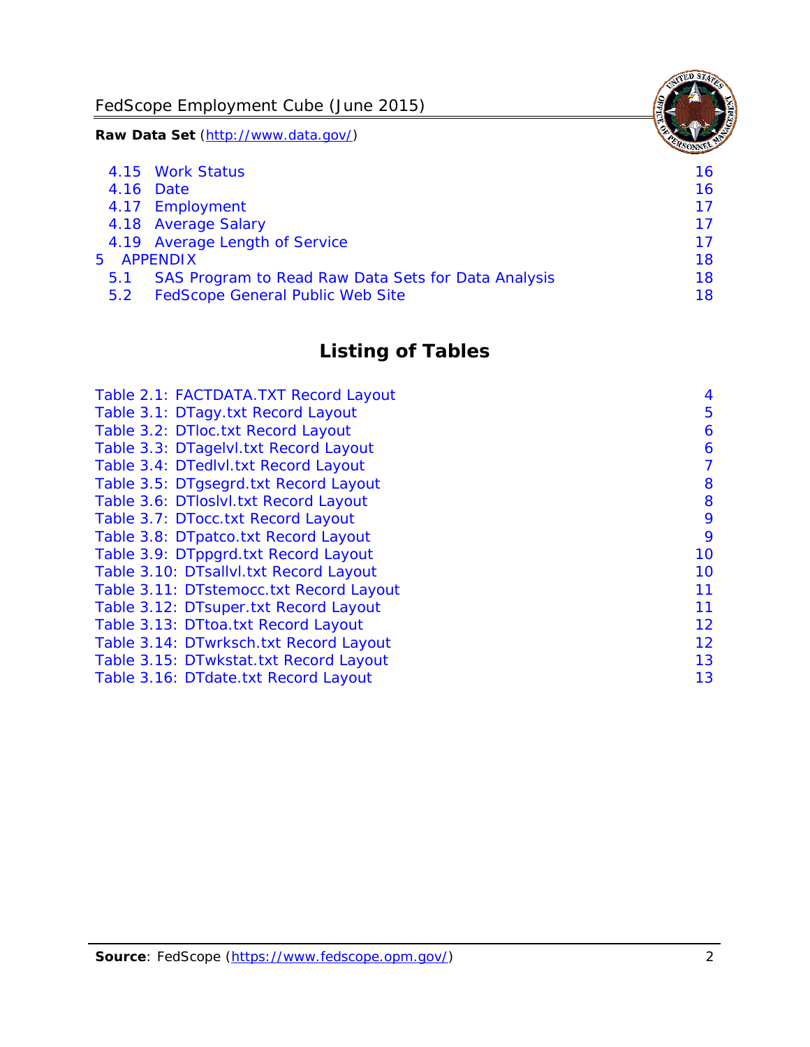4.15 Work Status 16
4.16 Date 16
4.17 Employment 17
4.18 Average Salary 17
4.19 Average Length of Service 17
5 APPENDIX 18
5.1 SAS Program to Read Raw Data Sets for Data Analysis 18
5.2 FedScope General Public Web Site 18

## Listing of Tables

Table 2.1: FACTDATA.TXT Record Layout 4
Table 3.1: DTagy.txt Record Layout 5
Table 3.2: DTloc.txt Record Layout 6
Table 3.3: DTagelvl.txt Record Layout 6
Table 3.4: DTedlvl.txt Record Layout 7
Table 3.5: DTgsegrd.txt Record Layout 8
Table 3.6: DTloslvl.txt Record Layout 8
Table 3.7: DTocc.txt Record Layout 9
Table 3.8: DTpatco.txt Record Layout 9
Table 3.9: DTppgrd.txt Record Layout 10
Table 3.10: DTsallvl.txt Record Layout 10
Table 3.11: DTstemocc.txt Record Layout 11
Table 3.12: DTsuper.txt Record Layout 11
Table 3.13: DTtoa.txt Record Layout 12
Table 3.14: DTwrksch.txt Record Layout 12
Table 3.15: DTwkstat.txt Record Layout 13
Table 3.16: DTdate.txt Record Layout 13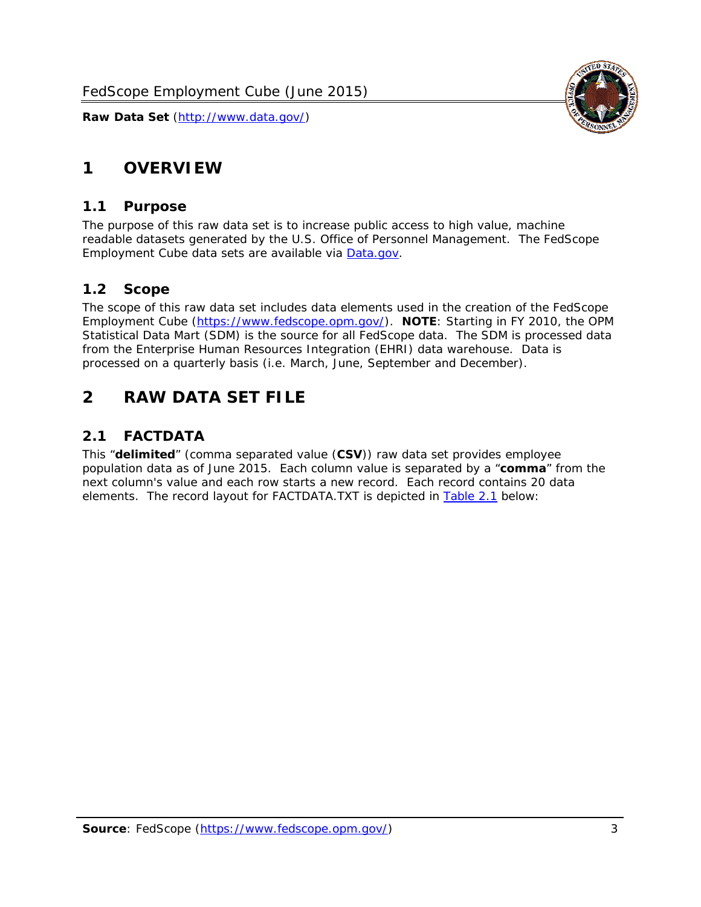# 1 OVERVIEW

## 1.1 Purpose

The purpose of this raw data set is to increase public access to high value, machine readable datasets generated by the U.S. Office of Personnel Management. The FedScope Employment Cube data sets are available via [Data.gov](http://www.data.gov/).

## 1.2 Scope

The scope of this raw data set includes data elements used in the creation of the FedScope Employment Cube ([https://www.fedscope.opm.gov/](https://www.fedscope.opm.gov/)). **NOTE**: Starting in FY 2010, the OPM Statistical Data Mart (SDM) is the source for all FedScope data. The SDM is processed data from the Enterprise Human Resources Integration (EHRI) data warehouse. Data is processed on a quarterly basis (i.e. March, June, September and December).

# 2 RAW DATA SET FILE

## 2.1 FACTDATA

This "**delimited**" (comma separated value (**CSV**)) raw data set provides employee population data as of June 2015. Each column value is separated by a "**comma**" from the next column's value and each row starts a new record. Each record contains 20 data elements. The record layout for FACTDATA.TXT is depicted in Table 2.1 below: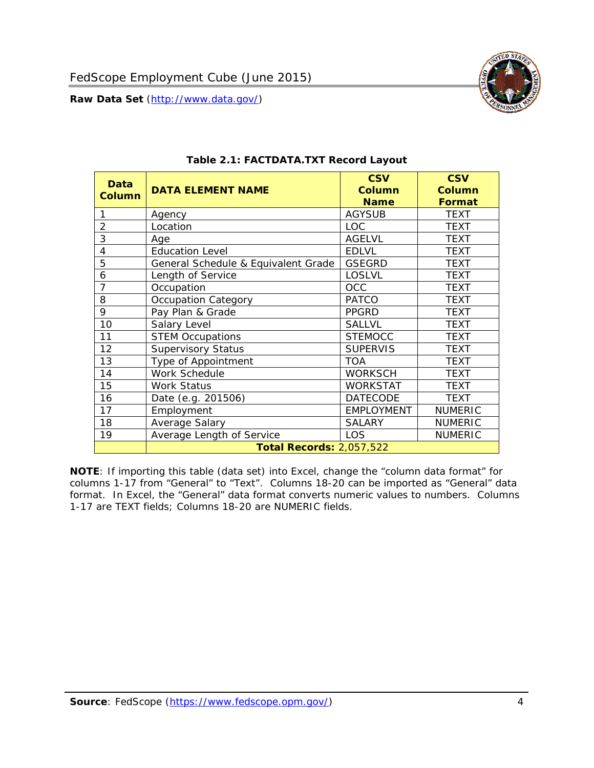**Table 2.1: FACTDATA.TXT Record Layout**

| Data Column | DATA ELEMENT NAME | CSV Column Name | CSV Column Format |
|---|---|---|---|
| 1 | Agency | AGYSUB | TEXT |
| 2 | Location | LOC | TEXT |
| 3 | Age | AGELVL | TEXT |
| 4 | Education Level | EDLVL | TEXT |
| 5 | General Schedule & Equivalent Grade | GSEGRD | TEXT |
| 6 | Length of Service | LOSLVL | TEXT |
| 7 | Occupation | OCC | TEXT |
| 8 | Occupation Category | PATCO | TEXT |
| 9 | Pay Plan & Grade | PPGRD | TEXT |
| 10 | Salary Level | SALLVL | TEXT |
| 11 | STEM Occupations | STEMOCC | TEXT |
| 12 | Supervisory Status | SUPERVIS | TEXT |
| 13 | Type of Appointment | TOA | TEXT |
| 14 | Work Schedule | WORKSCH | TEXT |
| 15 | Work Status | WORKSTAT | TEXT |
| 16 | Date (e.g. 201506) | DATECODE | TEXT |
| 17 | Employment | EMPLOYMENT | NUMERIC |
| 18 | Average Salary | SALARY | NUMERIC |
| 19 | Average Length of Service | LOS | NUMERIC |
| | **Total Records:** 2,057,522 | | |

**NOTE**: If importing this table (data set) into Excel, change the "column data format" for columns 1-17 from "General" to "Text". Columns 18-20 can be imported as "General" data format. In Excel, the "General" data format converts numeric values to numbers. Columns 1-17 are TEXT fields; Columns 18-20 are NUMERIC fields.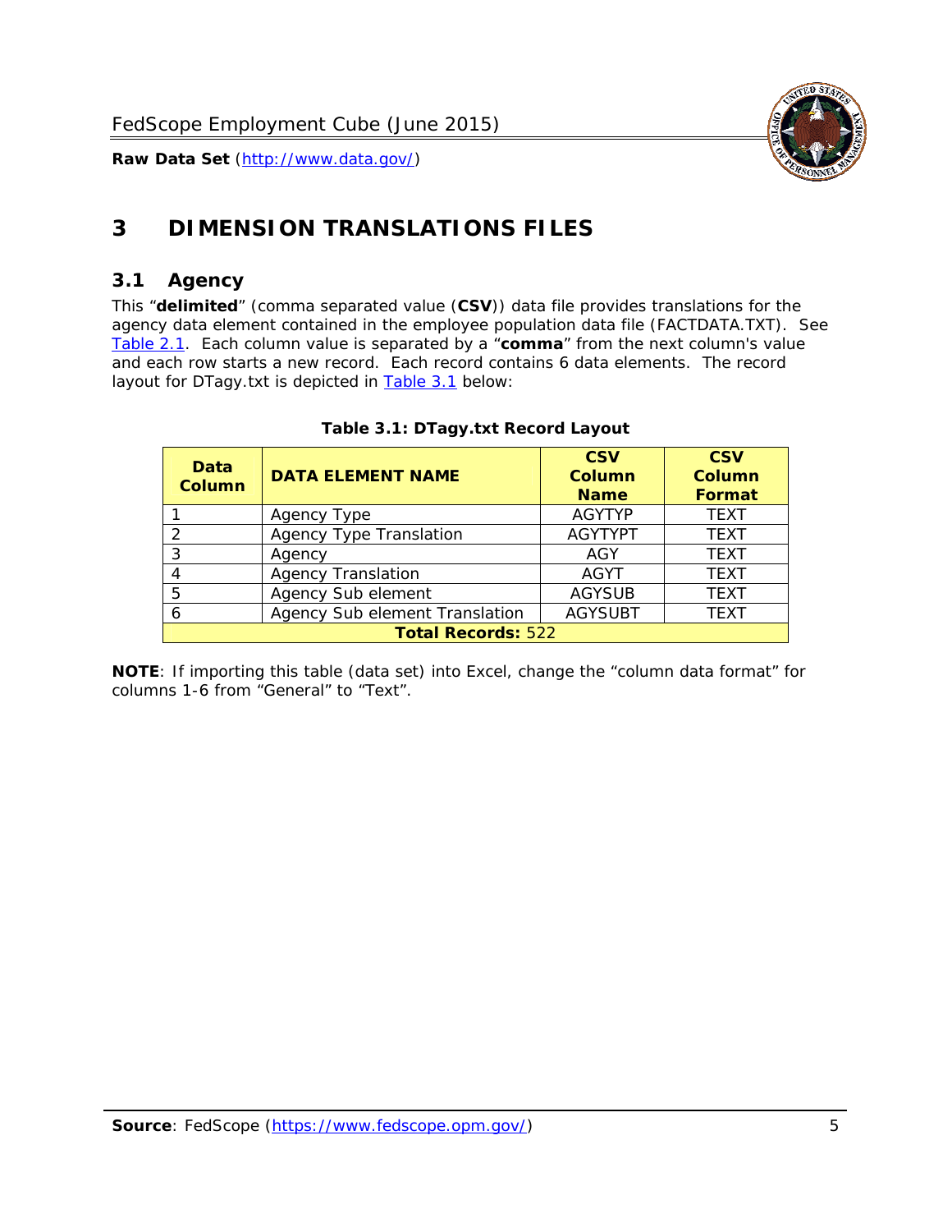# 3 DIMENSION TRANSLATIONS FILES

## 3.1 Agency

This "**delimited**" (comma separated value (**CSV**)) data file provides translations for the agency data element contained in the employee population data file (FACTDATA.TXT). See Table 2.1. Each column value is separated by a "**comma**" from the next column's value and each row starts a new record. Each record contains 6 data elements. The record layout for DTagy.txt is depicted in Table 3.1 below:

**Table 3.1: DTagy.txt Record Layout**

| Data Column | DATA ELEMENT NAME | CSV Column Name | CSV Column Format |
|---|---|---|---|
| 1 | Agency Type | AGYTYP | TEXT |
| 2 | Agency Type Translation | AGYTYPT | TEXT |
| 3 | Agency | AGY | TEXT |
| 4 | Agency Translation | AGYT | TEXT |
| 5 | Agency Sub element | AGYSUB | TEXT |
| 6 | Agency Sub element Translation | AGYSUBT | TEXT |
| **Total Records:** 522 | | | |

**NOTE**: If importing this table (data set) into Excel, change the "column data format" for columns 1-6 from "General" to "Text".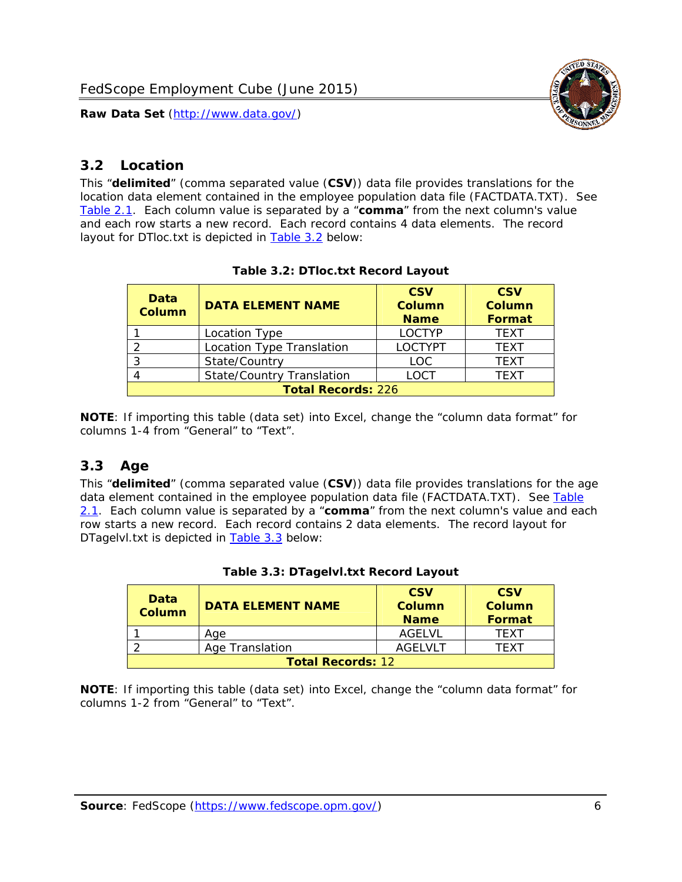## 3.2 Location

This "**delimited**" (comma separated value (**CSV**)) data file provides translations for the location data element contained in the employee population data file (FACTDATA.TXT). See Table 2.1. Each column value is separated by a "**comma**" from the next column's value and each row starts a new record. Each record contains 4 data elements. The record layout for DTloc.txt is depicted in Table 3.2 below:

**Table 3.2: DTloc.txt Record Layout**

| Data Column | DATA ELEMENT NAME | CSV Column Name | CSV Column Format |
|---|---|---|---|
| 1 | Location Type | LOCTYP | TEXT |
| 2 | Location Type Translation | LOCTYPT | TEXT |
| 3 | State/Country | LOC | TEXT |
| 4 | State/Country Translation | LOCT | TEXT |
| **Total Records:** 226 | | | |

**NOTE**: If importing this table (data set) into Excel, change the "column data format" for columns 1-4 from "General" to "Text".

## 3.3 Age

This "**delimited**" (comma separated value (**CSV**)) data file provides translations for the age data element contained in the employee population data file (FACTDATA.TXT). See Table 2.1. Each column value is separated by a "**comma**" from the next column's value and each row starts a new record. Each record contains 2 data elements. The record layout for DTagelvl.txt is depicted in Table 3.3 below:

**Table 3.3: DTagelvl.txt Record Layout**

| Data Column | DATA ELEMENT NAME | CSV Column Name | CSV Column Format |
|---|---|---|---|
| 1 | Age | AGELVL | TEXT |
| 2 | Age Translation | AGELVLT | TEXT |
| **Total Records:** 12 | | | |

**NOTE**: If importing this table (data set) into Excel, change the "column data format" for columns 1-2 from "General" to "Text".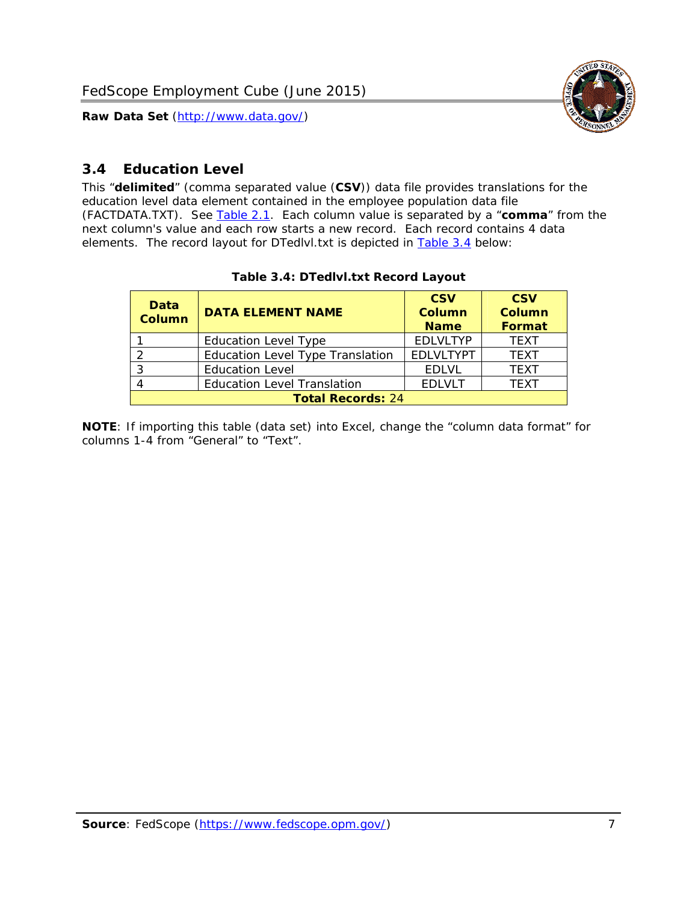## 3.4 Education Level

This "**delimited**" (comma separated value (**CSV**)) data file provides translations for the education level data element contained in the employee population data file (FACTDATA.TXT). See Table 2.1. Each column value is separated by a "**comma**" from the next column's value and each row starts a new record. Each record contains 4 data elements. The record layout for DTedlvl.txt is depicted in Table 3.4 below:

**Table 3.4: DTedlvl.txt Record Layout**

| Data Column | DATA ELEMENT NAME | CSV Column Name | CSV Column Format |
|---|---|---|---|
| 1 | Education Level Type | EDLVLTYP | TEXT |
| 2 | Education Level Type Translation | EDLVLTYPT | TEXT |
| 3 | Education Level | EDLVL | TEXT |
| 4 | Education Level Translation | EDLVLT | TEXT |
| **Total Records:** 24 | | | |

**NOTE**: If importing this table (data set) into Excel, change the "column data format" for columns 1-4 from "General" to "Text".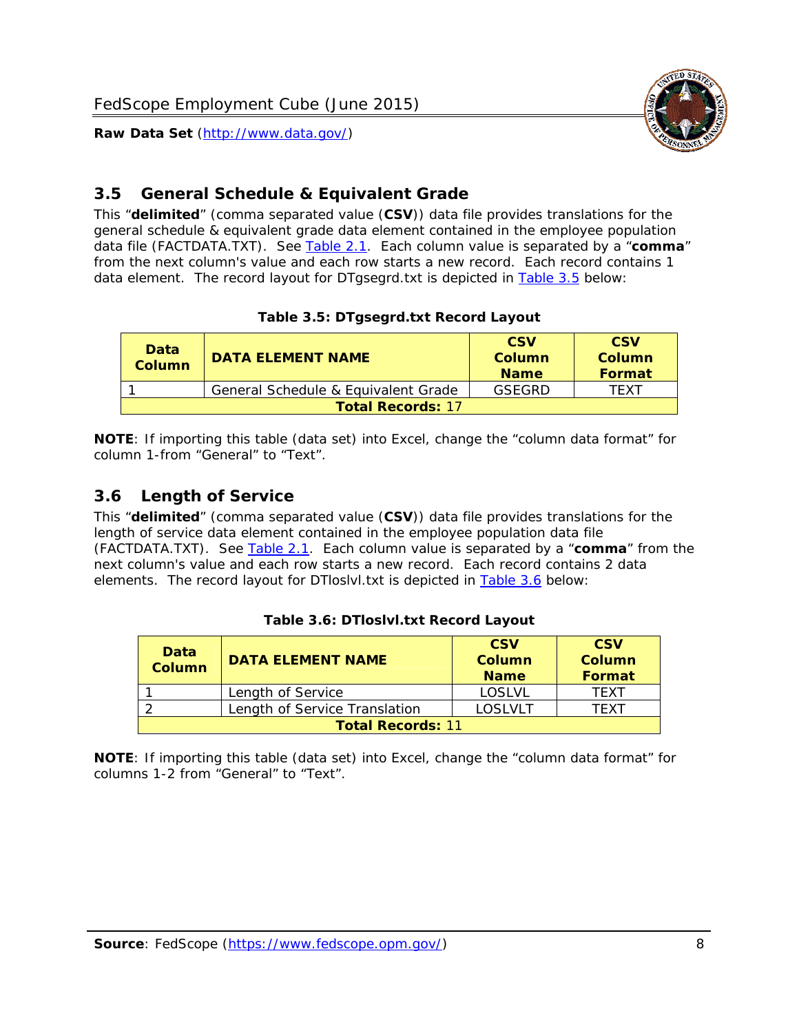## 3.5 General Schedule & Equivalent Grade

This "**delimited**" (comma separated value (**CSV**)) data file provides translations for the general schedule & equivalent grade data element contained in the employee population data file (FACTDATA.TXT). See Table 2.1. Each column value is separated by a "**comma**" from the next column's value and each row starts a new record. Each record contains 1 data element. The record layout for DTgsegrd.txt is depicted in Table 3.5 below:

**Table 3.5: DTgsegrd.txt Record Layout**

| Data Column | DATA ELEMENT NAME | CSV Column Name | CSV Column Format |
|---|---|---|---|
| 1 | General Schedule & Equivalent Grade | GSEGRD | TEXT |
| **Total Records:** 17 | | | |

**NOTE**: If importing this table (data set) into Excel, change the "column data format" for column 1-from "General" to "Text".

## 3.6 Length of Service

This "**delimited**" (comma separated value (**CSV**)) data file provides translations for the length of service data element contained in the employee population data file (FACTDATA.TXT). See Table 2.1. Each column value is separated by a "**comma**" from the next column's value and each row starts a new record. Each record contains 2 data elements. The record layout for DTloslvl.txt is depicted in Table 3.6 below:

**Table 3.6: DTloslvl.txt Record Layout**

| Data Column | DATA ELEMENT NAME | CSV Column Name | CSV Column Format |
|---|---|---|---|
| 1 | Length of Service | LOSLVL | TEXT |
| 2 | Length of Service Translation | LOSLVLT | TEXT |
| **Total Records:** 11 | | | |

**NOTE**: If importing this table (data set) into Excel, change the "column data format" for columns 1-2 from "General" to "Text".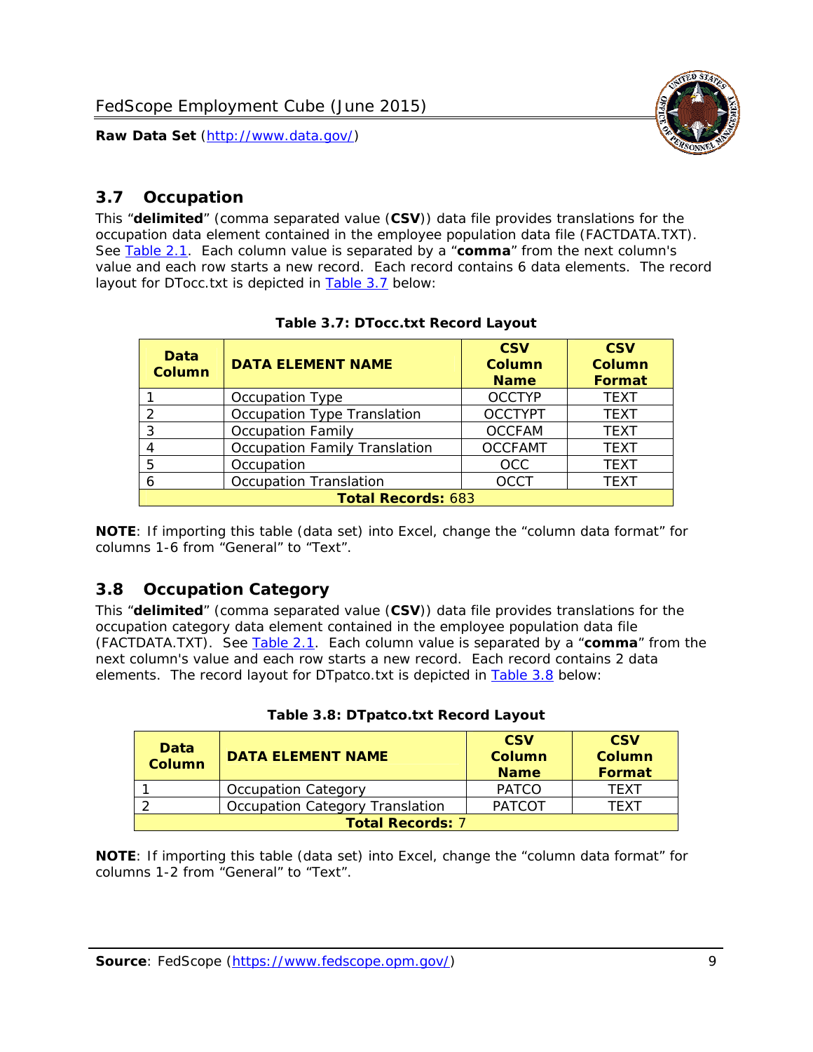## 3.7 Occupation

This "**delimited**" (comma separated value (**CSV**)) data file provides translations for the occupation data element contained in the employee population data file (FACTDATA.TXT). See Table 2.1. Each column value is separated by a "**comma**" from the next column's value and each row starts a new record. Each record contains 6 data elements. The record layout for DTocc.txt is depicted in Table 3.7 below:

**Table 3.7: DTocc.txt Record Layout**

| Data Column | DATA ELEMENT NAME | CSV Column Name | CSV Column Format |
|---|---|---|---|
| 1 | Occupation Type | OCCTYP | TEXT |
| 2 | Occupation Type Translation | OCCTYPT | TEXT |
| 3 | Occupation Family | OCCFAM | TEXT |
| 4 | Occupation Family Translation | OCCFAMT | TEXT |
| 5 | Occupation | OCC | TEXT |
| 6 | Occupation Translation | OCCT | TEXT |
| **Total Records:** 683 | | | |

**NOTE**: If importing this table (data set) into Excel, change the "column data format" for columns 1-6 from "General" to "Text".

## 3.8 Occupation Category

This "**delimited**" (comma separated value (**CSV**)) data file provides translations for the occupation category data element contained in the employee population data file (FACTDATA.TXT). See Table 2.1. Each column value is separated by a "**comma**" from the next column's value and each row starts a new record. Each record contains 2 data elements. The record layout for DTpatco.txt is depicted in Table 3.8 below:

**Table 3.8: DTpatco.txt Record Layout**

| Data Column | DATA ELEMENT NAME | CSV Column Name | CSV Column Format |
|---|---|---|---|
| 1 | Occupation Category | PATCO | TEXT |
| 2 | Occupation Category Translation | PATCOT | TEXT |
| **Total Records:** 7 | | | |

**NOTE**: If importing this table (data set) into Excel, change the "column data format" for columns 1-2 from "General" to "Text".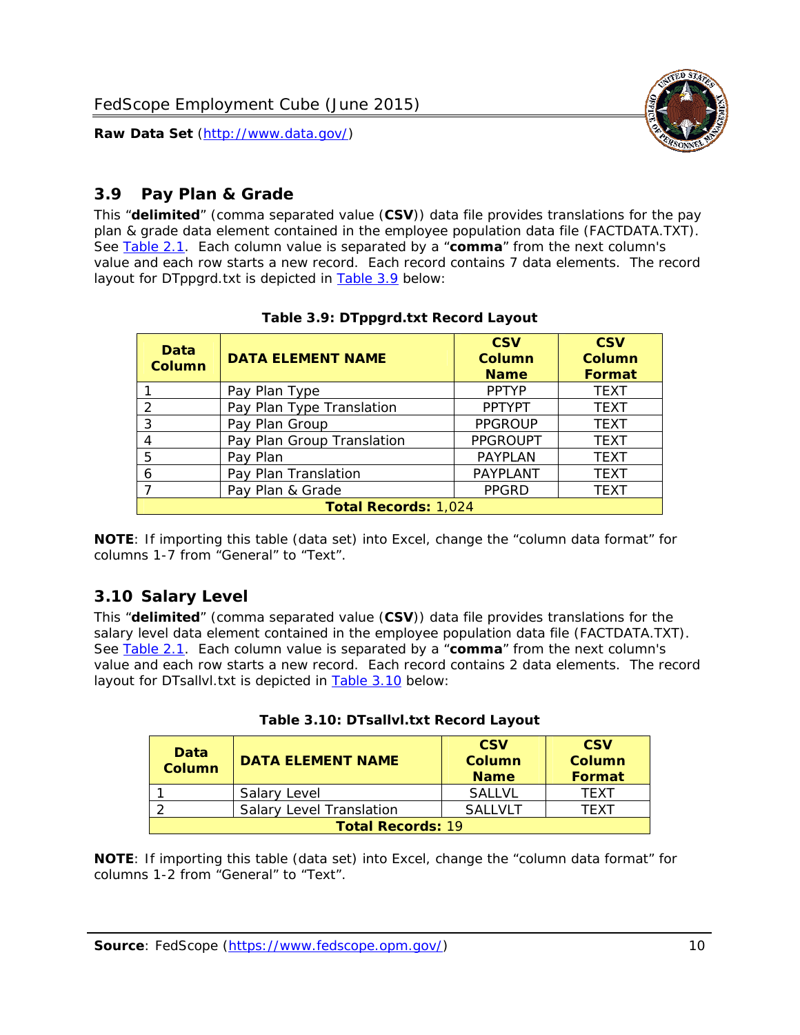## 3.9 Pay Plan & Grade

This "**delimited**" (comma separated value (**CSV**)) data file provides translations for the pay plan & grade data element contained in the employee population data file (FACTDATA.TXT). See Table 2.1. Each column value is separated by a "**comma**" from the next column's value and each row starts a new record. Each record contains 7 data elements. The record layout for DTppgrd.txt is depicted in Table 3.9 below:

**Table 3.9: DTppgrd.txt Record Layout**

| Data Column | DATA ELEMENT NAME | CSV Column Name | CSV Column Format |
|---|---|---|---|
| 1 | Pay Plan Type | PPTYP | TEXT |
| 2 | Pay Plan Type Translation | PPTYPT | TEXT |
| 3 | Pay Plan Group | PPGROUP | TEXT |
| 4 | Pay Plan Group Translation | PPGROUPT | TEXT |
| 5 | Pay Plan | PAYPLAN | TEXT |
| 6 | Pay Plan Translation | PAYPLANT | TEXT |
| 7 | Pay Plan & Grade | PPGRD | TEXT |
| **Total Records:** 1,024 | | | |

**NOTE**: If importing this table (data set) into Excel, change the "column data format" for columns 1-7 from "General" to "Text".

## 3.10 Salary Level

This "**delimited**" (comma separated value (**CSV**)) data file provides translations for the salary level data element contained in the employee population data file (FACTDATA.TXT). See Table 2.1. Each column value is separated by a "**comma**" from the next column's value and each row starts a new record. Each record contains 2 data elements. The record layout for DTsallvl.txt is depicted in Table 3.10 below:

**Table 3.10: DTsallvl.txt Record Layout**

| Data Column | DATA ELEMENT NAME | CSV Column Name | CSV Column Format |
|---|---|---|---|
| 1 | Salary Level | SALLVL | TEXT |
| 2 | Salary Level Translation | SALLVLT | TEXT |
| **Total Records:** 19 | | | |

**NOTE**: If importing this table (data set) into Excel, change the "column data format" for columns 1-2 from "General" to "Text".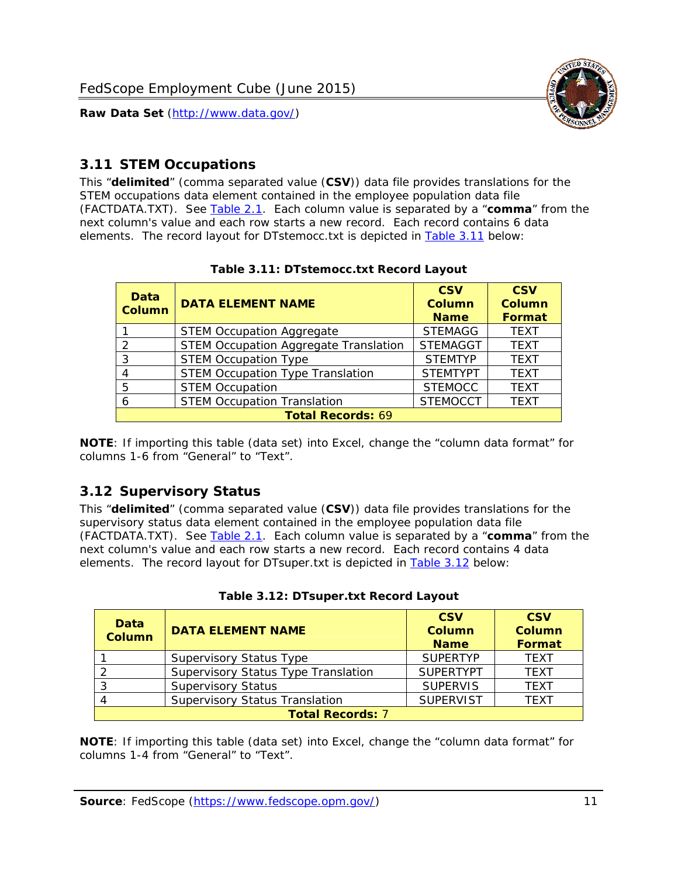## 3.11 STEM Occupations

This "**delimited**" (comma separated value (**CSV**)) data file provides translations for the STEM occupations data element contained in the employee population data file (FACTDATA.TXT). See Table 2.1. Each column value is separated by a "**comma**" from the next column's value and each row starts a new record. Each record contains 6 data elements. The record layout for DTstemocc.txt is depicted in Table 3.11 below:

**Table 3.11: DTstemocc.txt Record Layout**

| Data Column | DATA ELEMENT NAME | CSV Column Name | CSV Column Format |
|---|---|---|---|
| 1 | STEM Occupation Aggregate | STEMAGG | TEXT |
| 2 | STEM Occupation Aggregate Translation | STEMAGGT | TEXT |
| 3 | STEM Occupation Type | STEMTYP | TEXT |
| 4 | STEM Occupation Type Translation | STEMTYPT | TEXT |
| 5 | STEM Occupation | STEMOCC | TEXT |
| 6 | STEM Occupation Translation | STEMOCCT | TEXT |
| **Total Records:** 69 | | | |

**NOTE**: If importing this table (data set) into Excel, change the "column data format" for columns 1-6 from "General" to "Text".

## 3.12 Supervisory Status

This "**delimited**" (comma separated value (**CSV**)) data file provides translations for the supervisory status data element contained in the employee population data file (FACTDATA.TXT). See Table 2.1. Each column value is separated by a "**comma**" from the next column's value and each row starts a new record. Each record contains 4 data elements. The record layout for DTsuper.txt is depicted in Table 3.12 below:

**Table 3.12: DTsuper.txt Record Layout**

| Data Column | DATA ELEMENT NAME | CSV Column Name | CSV Column Format |
|---|---|---|---|
| 1 | Supervisory Status Type | SUPERTYP | TEXT |
| 2 | Supervisory Status Type Translation | SUPERTYPT | TEXT |
| 3 | Supervisory Status | SUPERVIS | TEXT |
| 4 | Supervisory Status Translation | SUPERVIST | TEXT |
| **Total Records:** 7 | | | |

**NOTE**: If importing this table (data set) into Excel, change the "column data format" for columns 1-4 from "General" to "Text".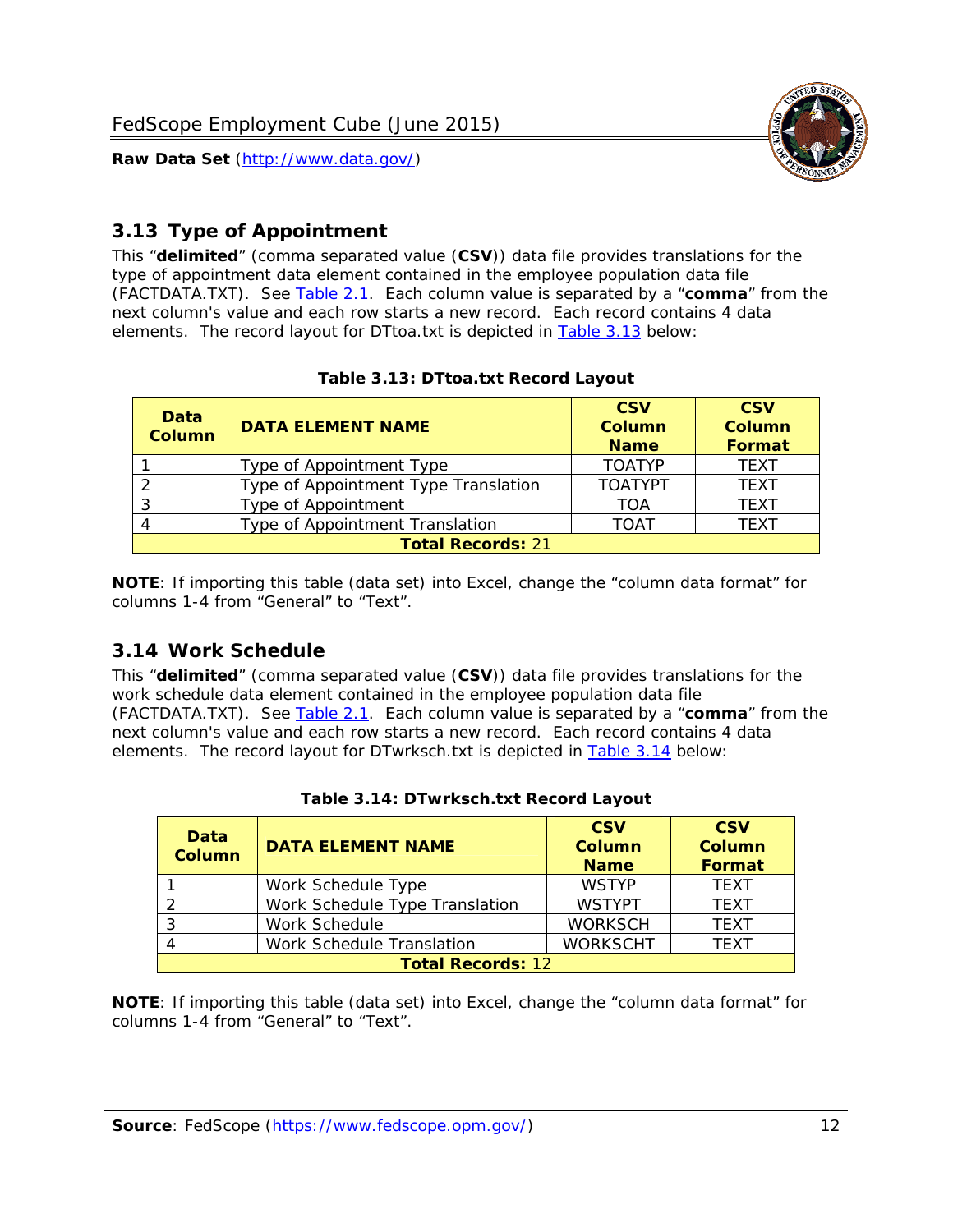## 3.13 Type of Appointment

This "**delimited**" (comma separated value (**CSV**)) data file provides translations for the type of appointment data element contained in the employee population data file (FACTDATA.TXT). See Table 2.1. Each column value is separated by a "**comma**" from the next column's value and each row starts a new record. Each record contains 4 data elements. The record layout for DTtoa.txt is depicted in Table 3.13 below:

**Table 3.13: DTtoa.txt Record Layout**

| Data Column | DATA ELEMENT NAME | CSV Column Name | CSV Column Format |
|---|---|---|---|
| 1 | Type of Appointment Type | TOATYP | TEXT |
| 2 | Type of Appointment Type Translation | TOATYPT | TEXT |
| 3 | Type of Appointment | TOA | TEXT |
| 4 | Type of Appointment Translation | TOAT | TEXT |
| **Total Records:** 21 | | | |

**NOTE**: If importing this table (data set) into Excel, change the "column data format" for columns 1-4 from "General" to "Text".

## 3.14 Work Schedule

This "**delimited**" (comma separated value (**CSV**)) data file provides translations for the work schedule data element contained in the employee population data file (FACTDATA.TXT). See Table 2.1. Each column value is separated by a "**comma**" from the next column's value and each row starts a new record. Each record contains 4 data elements. The record layout for DTwrksch.txt is depicted in Table 3.14 below:

**Table 3.14: DTwrksch.txt Record Layout**

| Data Column | DATA ELEMENT NAME | CSV Column Name | CSV Column Format |
|---|---|---|---|
| 1 | Work Schedule Type | WSTYP | TEXT |
| 2 | Work Schedule Type Translation | WSTYPT | TEXT |
| 3 | Work Schedule | WORKSCH | TEXT |
| 4 | Work Schedule Translation | WORKSCHT | TEXT |
| **Total Records:** 12 | | | |

**NOTE**: If importing this table (data set) into Excel, change the "column data format" for columns 1-4 from "General" to "Text".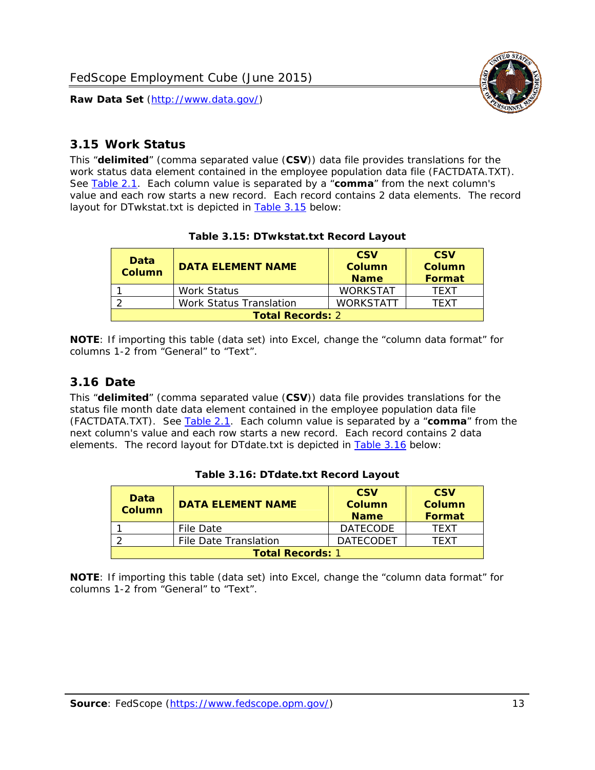## 3.15 Work Status

This "**delimited**" (comma separated value (**CSV**)) data file provides translations for the work status data element contained in the employee population data file (FACTDATA.TXT). See Table 2.1. Each column value is separated by a "**comma**" from the next column's value and each row starts a new record. Each record contains 2 data elements. The record layout for DTwkstat.txt is depicted in Table 3.15 below:

**Table 3.15: DTwkstat.txt Record Layout**

| Data Column | DATA ELEMENT NAME | CSV Column Name | CSV Column Format |
|---|---|---|---|
| 1 | Work Status | WORKSTAT | TEXT |
| 2 | Work Status Translation | WORKSTATT | TEXT |
| **Total Records:** 2 | | | |

**NOTE**: If importing this table (data set) into Excel, change the "column data format" for columns 1-2 from "General" to "Text".

## 3.16 Date

This "**delimited**" (comma separated value (**CSV**)) data file provides translations for the status file month date data element contained in the employee population data file (FACTDATA.TXT). See Table 2.1. Each column value is separated by a "**comma**" from the next column's value and each row starts a new record. Each record contains 2 data elements. The record layout for DTdate.txt is depicted in Table 3.16 below:

**Table 3.16: DTdate.txt Record Layout**

| Data Column | DATA ELEMENT NAME | CSV Column Name | CSV Column Format |
|---|---|---|---|
| 1 | File Date | DATECODE | TEXT |
| 2 | File Date Translation | DATECODET | TEXT |
| **Total Records:** 1 | | | |

**NOTE**: If importing this table (data set) into Excel, change the "column data format" for columns 1-2 from "General" to "Text".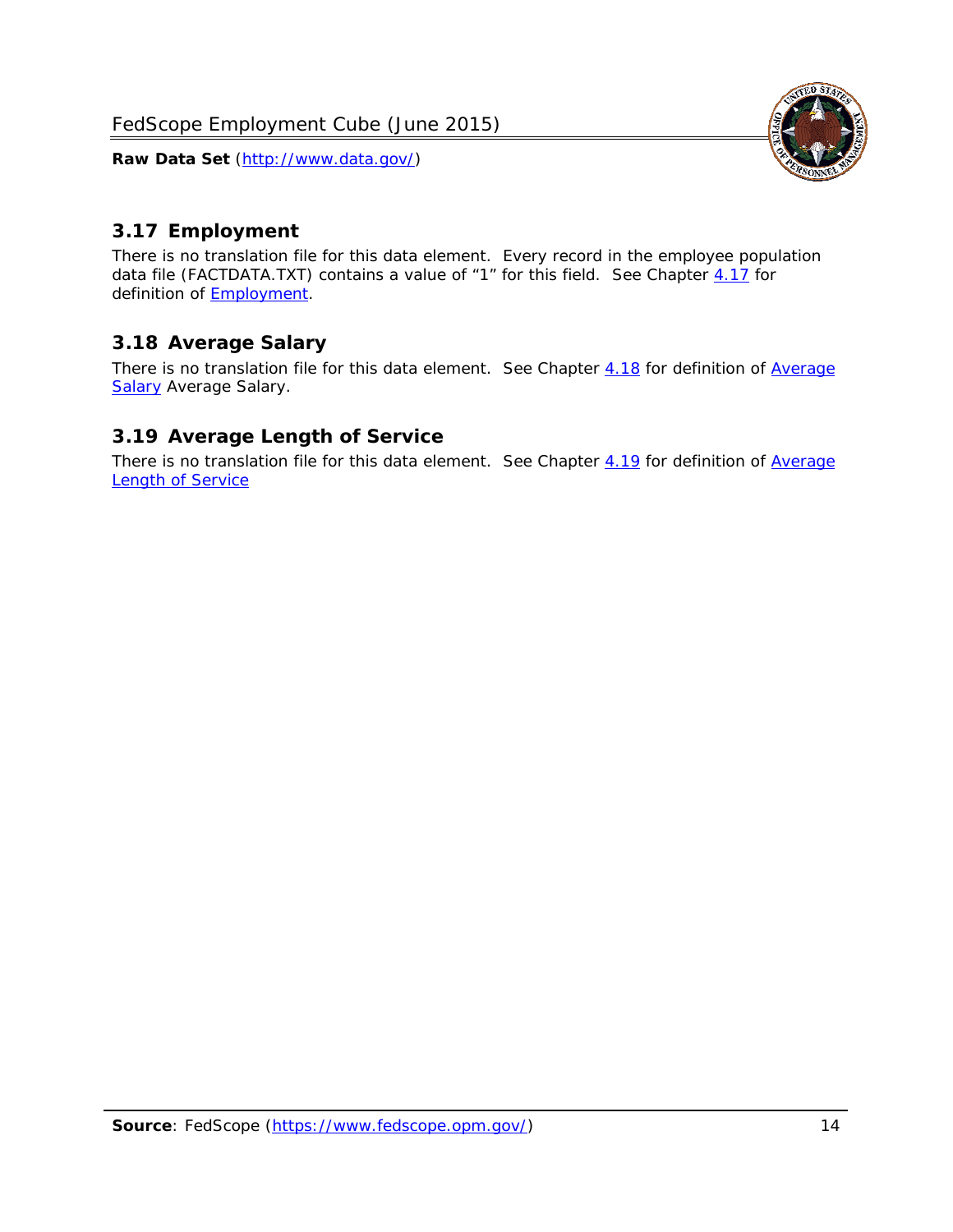## 3.17 Employment

There is no translation file for this data element. Every record in the employee population data file (FACTDATA.TXT) contains a value of "1" for this field. See Chapter 4.17 for definition of Employment.

## 3.18 Average Salary

There is no translation file for this data element. See Chapter 4.18 for definition of Average Salary Average Salary.

## 3.19 Average Length of Service

There is no translation file for this data element. See Chapter 4.19 for definition of Average Length of Service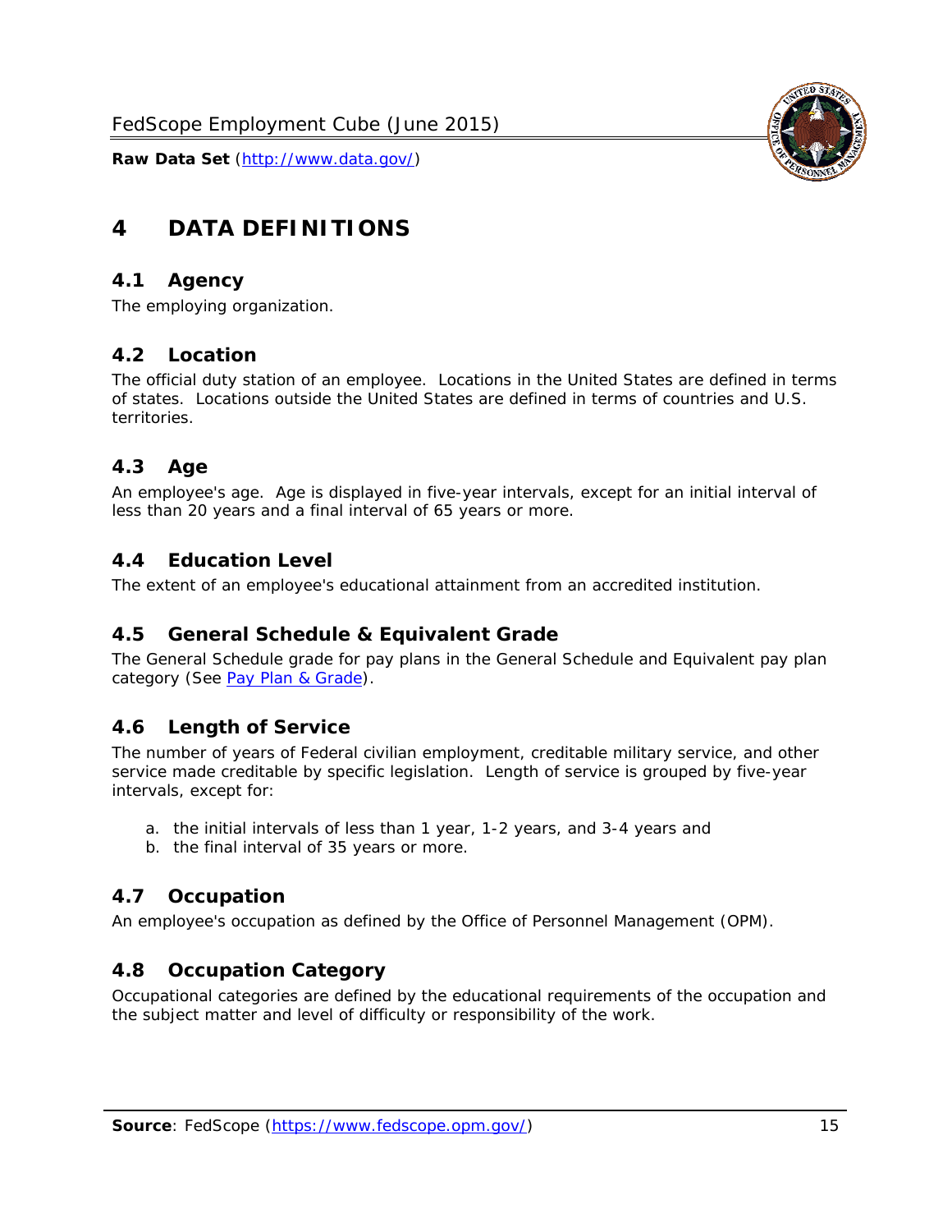# 4 DATA DEFINITIONS

## 4.1 Agency

The employing organization.

## 4.2 Location

The official duty station of an employee. Locations in the United States are defined in terms of states. Locations outside the United States are defined in terms of countries and U.S. territories.

## 4.3 Age

An employee's age. Age is displayed in five-year intervals, except for an initial interval of less than 20 years and a final interval of 65 years or more.

## 4.4 Education Level

The extent of an employee's educational attainment from an accredited institution.

## 4.5 General Schedule & Equivalent Grade

The General Schedule grade for pay plans in the General Schedule and Equivalent pay plan category (See Pay Plan & Grade).

## 4.6 Length of Service

The number of years of Federal civilian employment, creditable military service, and other service made creditable by specific legislation. Length of service is grouped by five-year intervals, except for:

a. the initial intervals of less than 1 year, 1-2 years, and 3-4 years and
b. the final interval of 35 years or more.

## 4.7 Occupation

An employee's occupation as defined by the Office of Personnel Management (OPM).

## 4.8 Occupation Category

Occupational categories are defined by the educational requirements of the occupation and the subject matter and level of difficulty or responsibility of the work.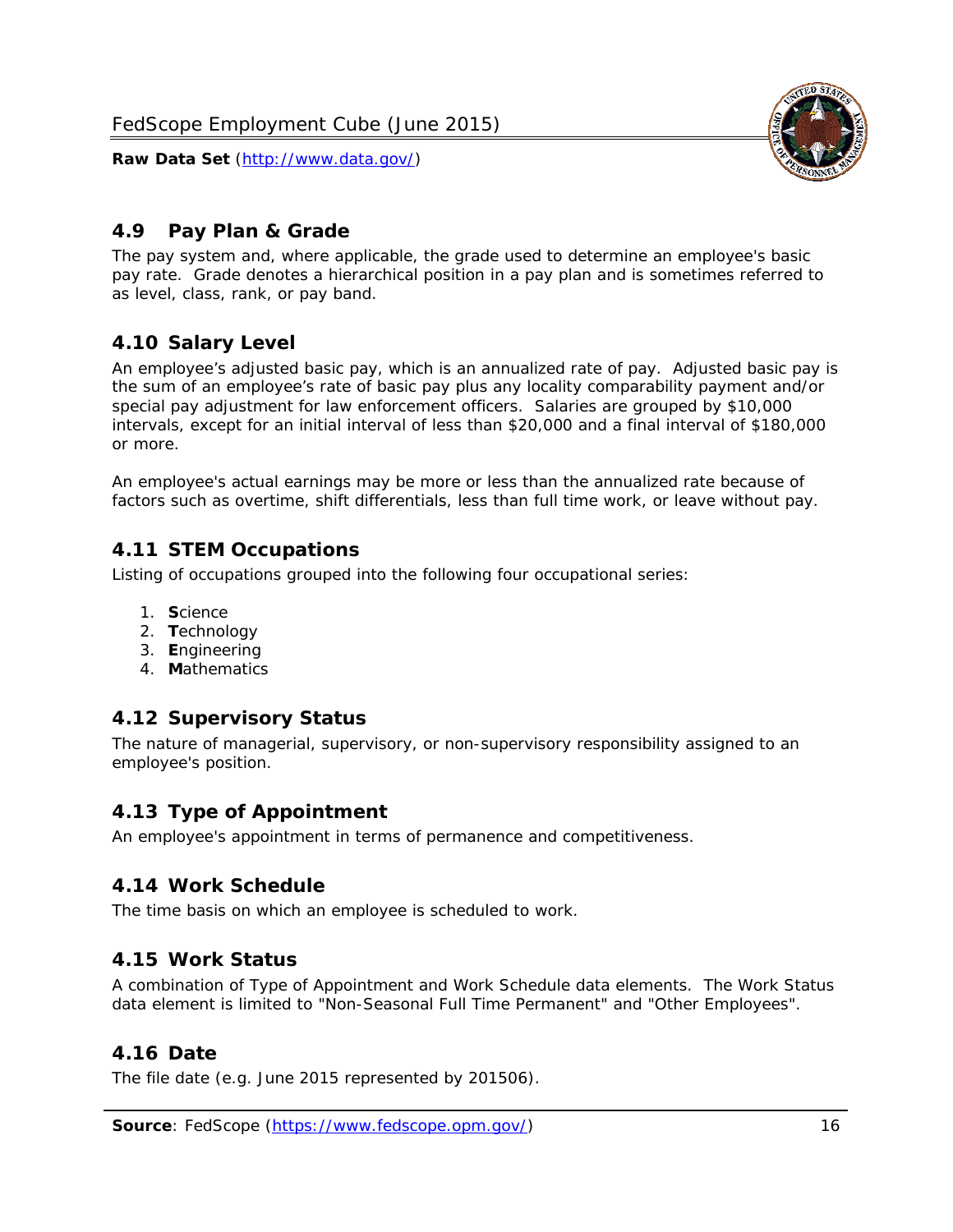## 4.9 Pay Plan & Grade

The pay system and, where applicable, the grade used to determine an employee's basic pay rate. Grade denotes a hierarchical position in a pay plan and is sometimes referred to as level, class, rank, or pay band.

## 4.10 Salary Level

An employee's adjusted basic pay, which is an annualized rate of pay. Adjusted basic pay is the sum of an employee's rate of basic pay plus any locality comparability payment and/or special pay adjustment for law enforcement officers. Salaries are grouped by $10,000 intervals, except for an initial interval of less than $20,000 and a final interval of $180,000 or more.

An employee's actual earnings may be more or less than the annualized rate because of factors such as overtime, shift differentials, less than full time work, or leave without pay.

## 4.11 STEM Occupations

Listing of occupations grouped into the following four occupational series:

1. **S**cience
2. **T**echnology
3. **E**ngineering
4. **M**athematics

## 4.12 Supervisory Status

The nature of managerial, supervisory, or non-supervisory responsibility assigned to an employee's position.

## 4.13 Type of Appointment

An employee's appointment in terms of permanence and competitiveness.

## 4.14 Work Schedule

The time basis on which an employee is scheduled to work.

## 4.15 Work Status

A combination of Type of Appointment and Work Schedule data elements. The Work Status data element is limited to "Non-Seasonal Full Time Permanent" and "Other Employees".

## 4.16 Date

The file date (e.g. June 2015 represented by 201506).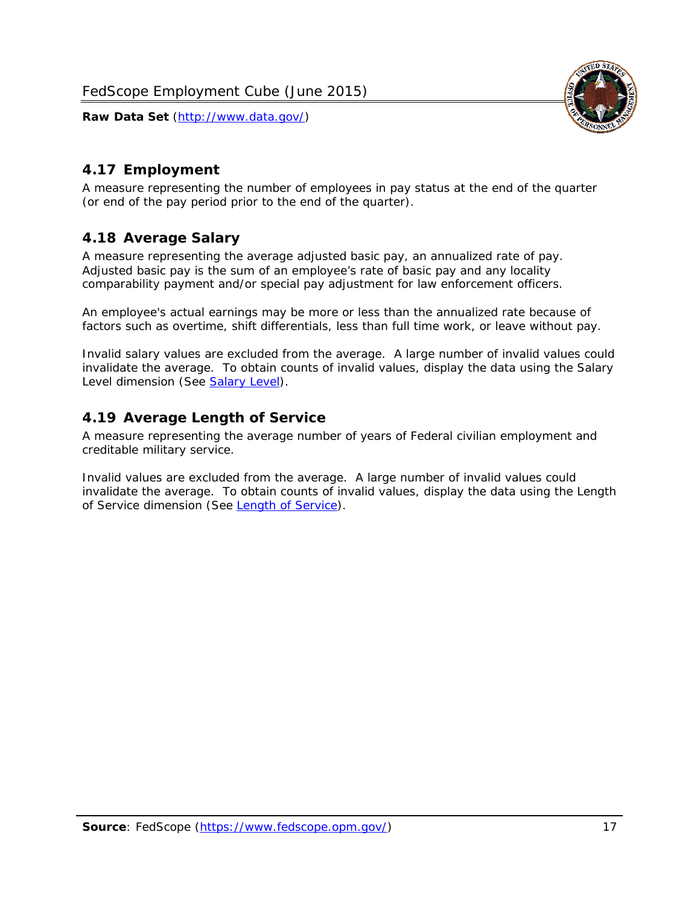## 4.17 Employment

A measure representing the number of employees in pay status at the end of the quarter (or end of the pay period prior to the end of the quarter).

## 4.18 Average Salary

A measure representing the average adjusted basic pay, an annualized rate of pay. Adjusted basic pay is the sum of an employee's rate of basic pay and any locality comparability payment and/or special pay adjustment for law enforcement officers.

An employee's actual earnings may be more or less than the annualized rate because of factors such as overtime, shift differentials, less than full time work, or leave without pay.

Invalid salary values are excluded from the average. A large number of invalid values could invalidate the average. To obtain counts of invalid values, display the data using the Salary Level dimension (See Salary Level).

## 4.19 Average Length of Service

A measure representing the average number of years of Federal civilian employment and creditable military service.

Invalid values are excluded from the average. A large number of invalid values could invalidate the average. To obtain counts of invalid values, display the data using the Length of Service dimension (See Length of Service).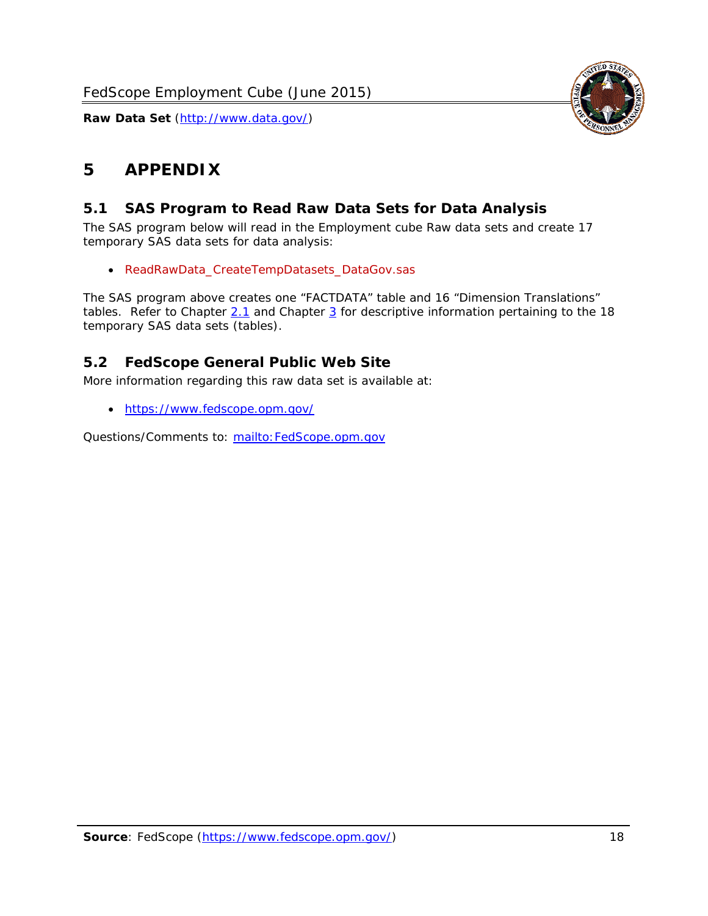# 5 APPENDIX

## 5.1 SAS Program to Read Raw Data Sets for Data Analysis

The SAS program below will read in the Employment cube Raw data sets and create 17 temporary SAS data sets for data analysis:

- ReadRawData_CreateTempDatasets_DataGov.sas

The SAS program above creates one "FACTDATA" table and 16 "Dimension Translations" tables. Refer to Chapter 2.1 and Chapter 3 for descriptive information pertaining to the 18 temporary SAS data sets (tables).

## 5.2 FedScope General Public Web Site

More information regarding this raw data set is available at:

- https://www.fedscope.opm.gov/

Questions/Comments to: mailto:FedScope.opm.gov